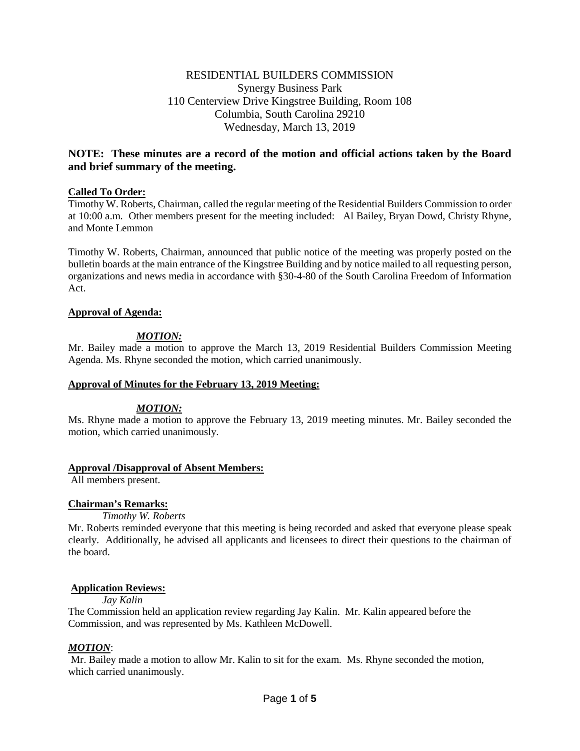RESIDENTIAL BUILDERS COMMISSION
Synergy Business Park
110 Centerview Drive Kingstree Building, Room 108
Columbia, South Carolina 29210
Wednesday, March 13, 2019

**NOTE: These minutes are a record of the motion and official actions taken by the Board and brief summary of the meeting.**

**Called To Order:**

Timothy W. Roberts, Chairman, called the regular meeting of the Residential Builders Commission to order at 10:00 a.m. Other members present for the meeting included: Al Bailey, Bryan Dowd, Christy Rhyne, and Monte Lemmon

Timothy W. Roberts, Chairman, announced that public notice of the meeting was properly posted on the bulletin boards at the main entrance of the Kingstree Building and by notice mailed to all requesting person, organizations and news media in accordance with §30-4-80 of the South Carolina Freedom of Information Act.

**Approval of Agenda:**

***MOTION:***

Mr. Bailey made a motion to approve the March 13, 2019 Residential Builders Commission Meeting Agenda. Ms. Rhyne seconded the motion, which carried unanimously.

**Approval of Minutes for the February 13, 2019 Meeting:**

***MOTION:***

Ms. Rhyne made a motion to approve the February 13, 2019 meeting minutes. Mr. Bailey seconded the motion, which carried unanimously.

**Approval /Disapproval of Absent Members:**

All members present.

**Chairman's Remarks:**

*Timothy W. Roberts*

Mr. Roberts reminded everyone that this meeting is being recorded and asked that everyone please speak clearly. Additionally, he advised all applicants and licensees to direct their questions to the chairman of the board.

**Application Reviews:**

*Jay Kalin*

The Commission held an application review regarding Jay Kalin. Mr. Kalin appeared before the Commission, and was represented by Ms. Kathleen McDowell.

***MOTION***:

Mr. Bailey made a motion to allow Mr. Kalin to sit for the exam. Ms. Rhyne seconded the motion, which carried unanimously.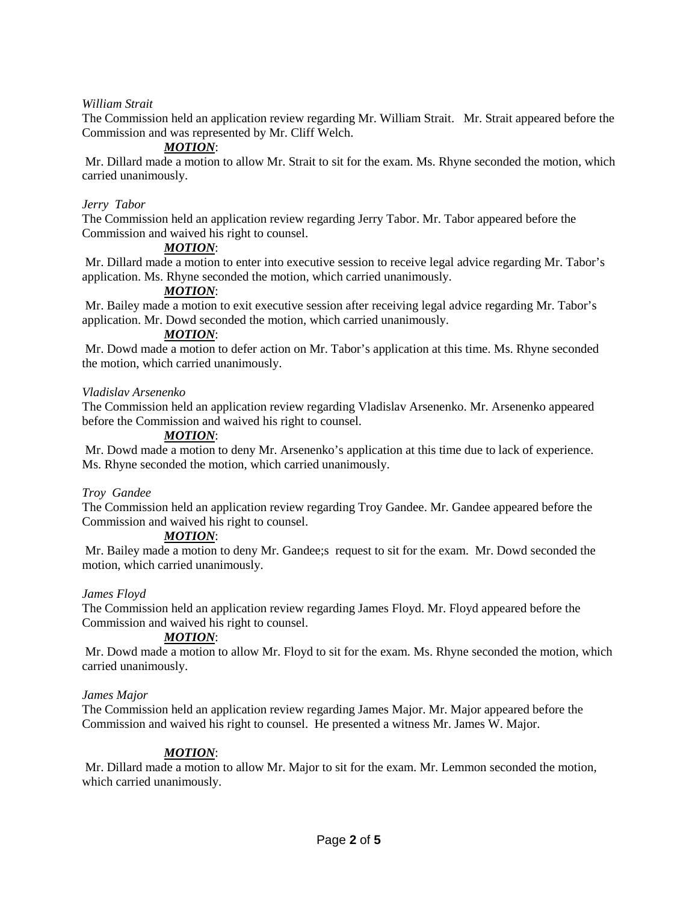*William Strait*

The Commission held an application review regarding Mr. William Strait. Mr. Strait appeared before the Commission and was represented by Mr. Cliff Welch.

***MOTION***:

Mr. Dillard made a motion to allow Mr. Strait to sit for the exam. Ms. Rhyne seconded the motion, which carried unanimously.

*Jerry Tabor*

The Commission held an application review regarding Jerry Tabor. Mr. Tabor appeared before the Commission and waived his right to counsel.

***MOTION***:

Mr. Dillard made a motion to enter into executive session to receive legal advice regarding Mr. Tabor's application. Ms. Rhyne seconded the motion, which carried unanimously.

***MOTION***:

Mr. Bailey made a motion to exit executive session after receiving legal advice regarding Mr. Tabor's application. Mr. Dowd seconded the motion, which carried unanimously.

***MOTION***:

Mr. Dowd made a motion to defer action on Mr. Tabor's application at this time. Ms. Rhyne seconded the motion, which carried unanimously.

*Vladislav Arsenenko*

The Commission held an application review regarding Vladislav Arsenenko. Mr. Arsenenko appeared before the Commission and waived his right to counsel.

***MOTION***:

Mr. Dowd made a motion to deny Mr. Arsenenko's application at this time due to lack of experience. Ms. Rhyne seconded the motion, which carried unanimously.

*Troy Gandee*

The Commission held an application review regarding Troy Gandee. Mr. Gandee appeared before the Commission and waived his right to counsel.

***MOTION***:

Mr. Bailey made a motion to deny Mr. Gandee;s request to sit for the exam. Mr. Dowd seconded the motion, which carried unanimously.

*James Floyd*

The Commission held an application review regarding James Floyd. Mr. Floyd appeared before the Commission and waived his right to counsel.

***MOTION***:

Mr. Dowd made a motion to allow Mr. Floyd to sit for the exam. Ms. Rhyne seconded the motion, which carried unanimously.

*James Major*

The Commission held an application review regarding James Major. Mr. Major appeared before the Commission and waived his right to counsel. He presented a witness Mr. James W. Major.

***MOTION***:

Mr. Dillard made a motion to allow Mr. Major to sit for the exam. Mr. Lemmon seconded the motion, which carried unanimously.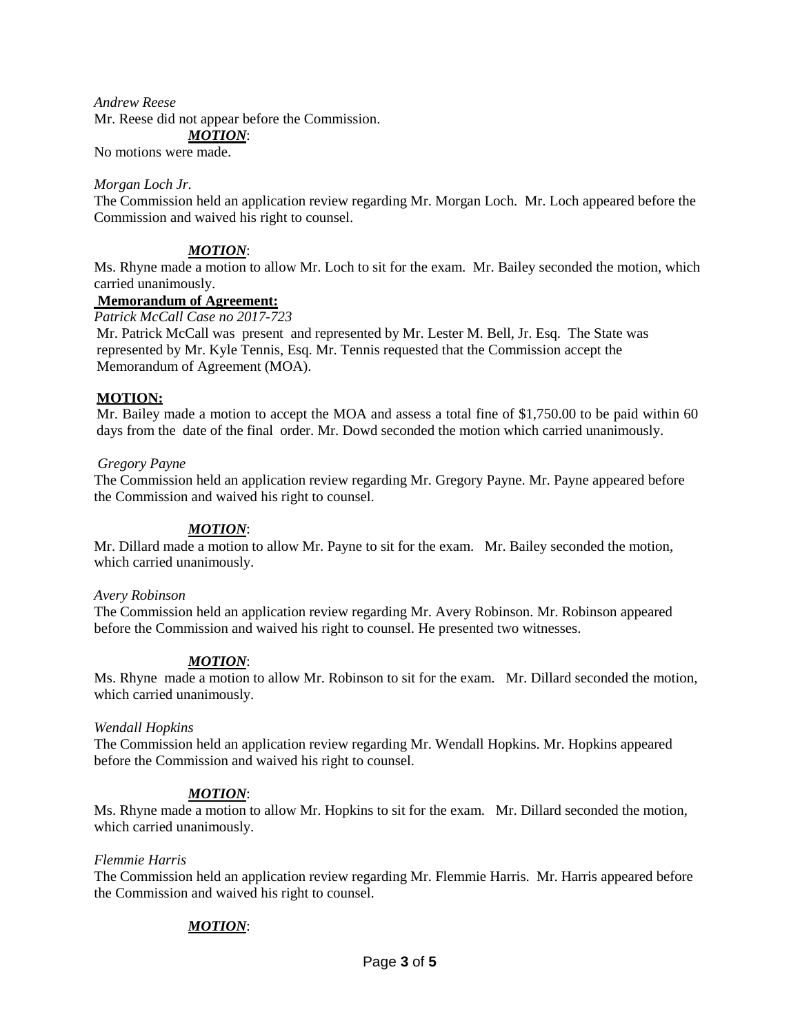*Andrew Reese*

Mr. Reese did not appear before the Commission.

***MOTION***:

No motions were made.

*Morgan Loch Jr.*

The Commission held an application review regarding Mr. Morgan Loch. Mr. Loch appeared before the Commission and waived his right to counsel.

***MOTION***:

Ms. Rhyne made a motion to allow Mr. Loch to sit for the exam. Mr. Bailey seconded the motion, which carried unanimously.

**Memorandum of Agreement:**

*Patrick McCall Case no 2017-723*

Mr. Patrick McCall was present and represented by Mr. Lester M. Bell, Jr. Esq. The State was represented by Mr. Kyle Tennis, Esq. Mr. Tennis requested that the Commission accept the Memorandum of Agreement (MOA).

**MOTION:**

Mr. Bailey made a motion to accept the MOA and assess a total fine of $1,750.00 to be paid within 60 days from the date of the final order. Mr. Dowd seconded the motion which carried unanimously.

*Gregory Payne*

The Commission held an application review regarding Mr. Gregory Payne. Mr. Payne appeared before the Commission and waived his right to counsel.

***MOTION***:

Mr. Dillard made a motion to allow Mr. Payne to sit for the exam. Mr. Bailey seconded the motion, which carried unanimously.

*Avery Robinson*

The Commission held an application review regarding Mr. Avery Robinson. Mr. Robinson appeared before the Commission and waived his right to counsel. He presented two witnesses.

***MOTION***:

Ms. Rhyne made a motion to allow Mr. Robinson to sit for the exam. Mr. Dillard seconded the motion, which carried unanimously.

*Wendall Hopkins*

The Commission held an application review regarding Mr. Wendall Hopkins. Mr. Hopkins appeared before the Commission and waived his right to counsel.

***MOTION***:

Ms. Rhyne made a motion to allow Mr. Hopkins to sit for the exam. Mr. Dillard seconded the motion, which carried unanimously.

*Flemmie Harris*

The Commission held an application review regarding Mr. Flemmie Harris. Mr. Harris appeared before the Commission and waived his right to counsel.

***MOTION***: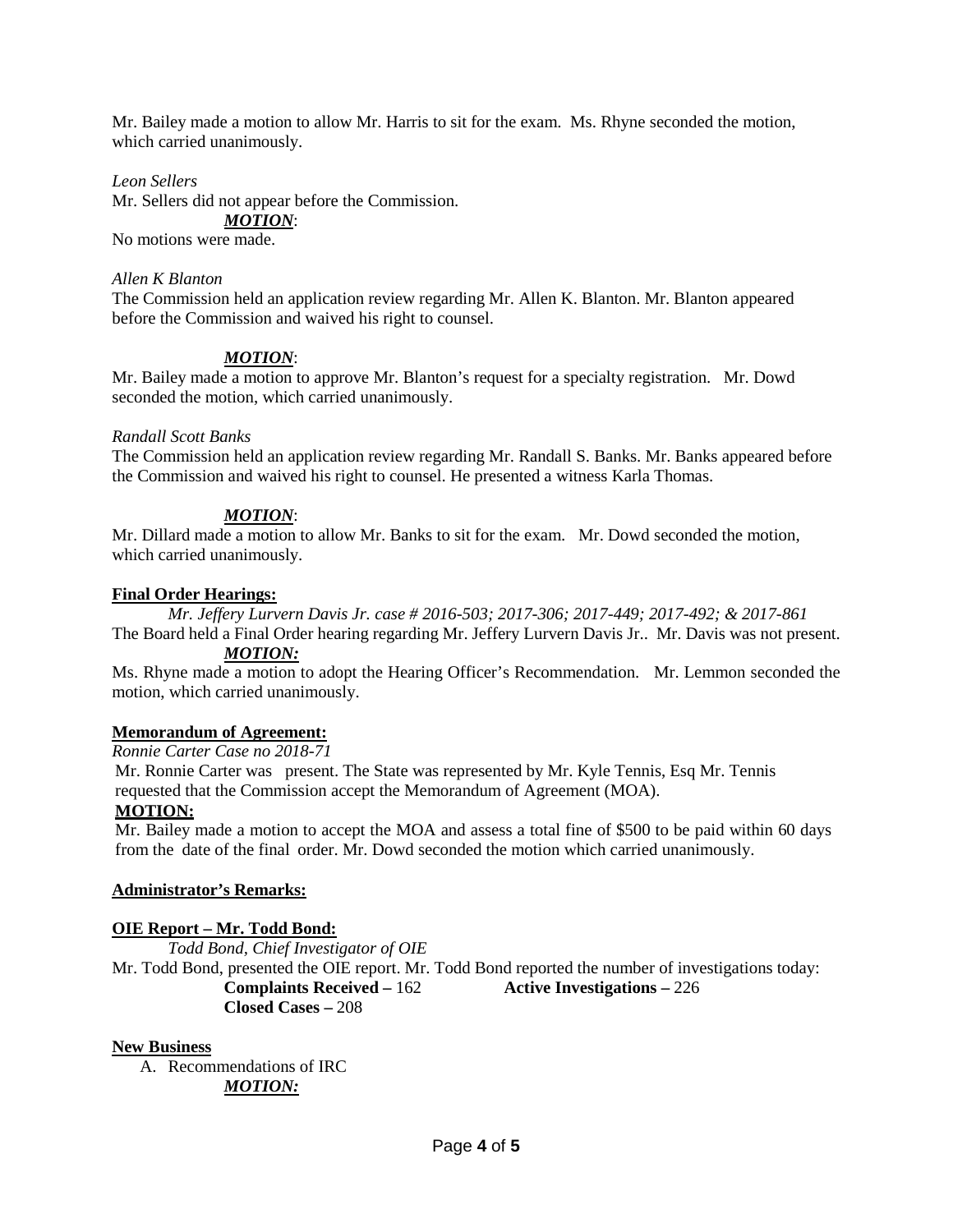Mr. Bailey made a motion to allow Mr. Harris to sit for the exam. Ms. Rhyne seconded the motion, which carried unanimously.

*Leon Sellers*

Mr. Sellers did not appear before the Commission.

***MOTION***:

No motions were made.

*Allen K Blanton*

The Commission held an application review regarding Mr. Allen K. Blanton. Mr. Blanton appeared before the Commission and waived his right to counsel.

***MOTION***:

Mr. Bailey made a motion to approve Mr. Blanton's request for a specialty registration. Mr. Dowd seconded the motion, which carried unanimously.

*Randall Scott Banks*

The Commission held an application review regarding Mr. Randall S. Banks. Mr. Banks appeared before the Commission and waived his right to counsel. He presented a witness Karla Thomas.

***MOTION***:

Mr. Dillard made a motion to allow Mr. Banks to sit for the exam. Mr. Dowd seconded the motion, which carried unanimously.

**Final Order Hearings:**

*Mr. Jeffery Lurvern Davis Jr. case # 2016-503; 2017-306; 2017-449; 2017-492; & 2017-861*

The Board held a Final Order hearing regarding Mr. Jeffery Lurvern Davis Jr.. Mr. Davis was not present.

***MOTION:***

Ms. Rhyne made a motion to adopt the Hearing Officer's Recommendation. Mr. Lemmon seconded the motion, which carried unanimously.

**Memorandum of Agreement:**

*Ronnie Carter Case no 2018-71*

Mr. Ronnie Carter was present. The State was represented by Mr. Kyle Tennis, Esq Mr. Tennis requested that the Commission accept the Memorandum of Agreement (MOA).

**MOTION:**

Mr. Bailey made a motion to accept the MOA and assess a total fine of $500 to be paid within 60 days from the date of the final order. Mr. Dowd seconded the motion which carried unanimously.

**Administrator's Remarks:**

**OIE Report – Mr. Todd Bond:**

*Todd Bond, Chief Investigator of OIE*

Mr. Todd Bond, presented the OIE report. Mr. Todd Bond reported the number of investigations today:

**Complaints Received –** 162 **Active Investigations –** 226

**Closed Cases –** 208

**New Business**

A. Recommendations of IRC

***MOTION:***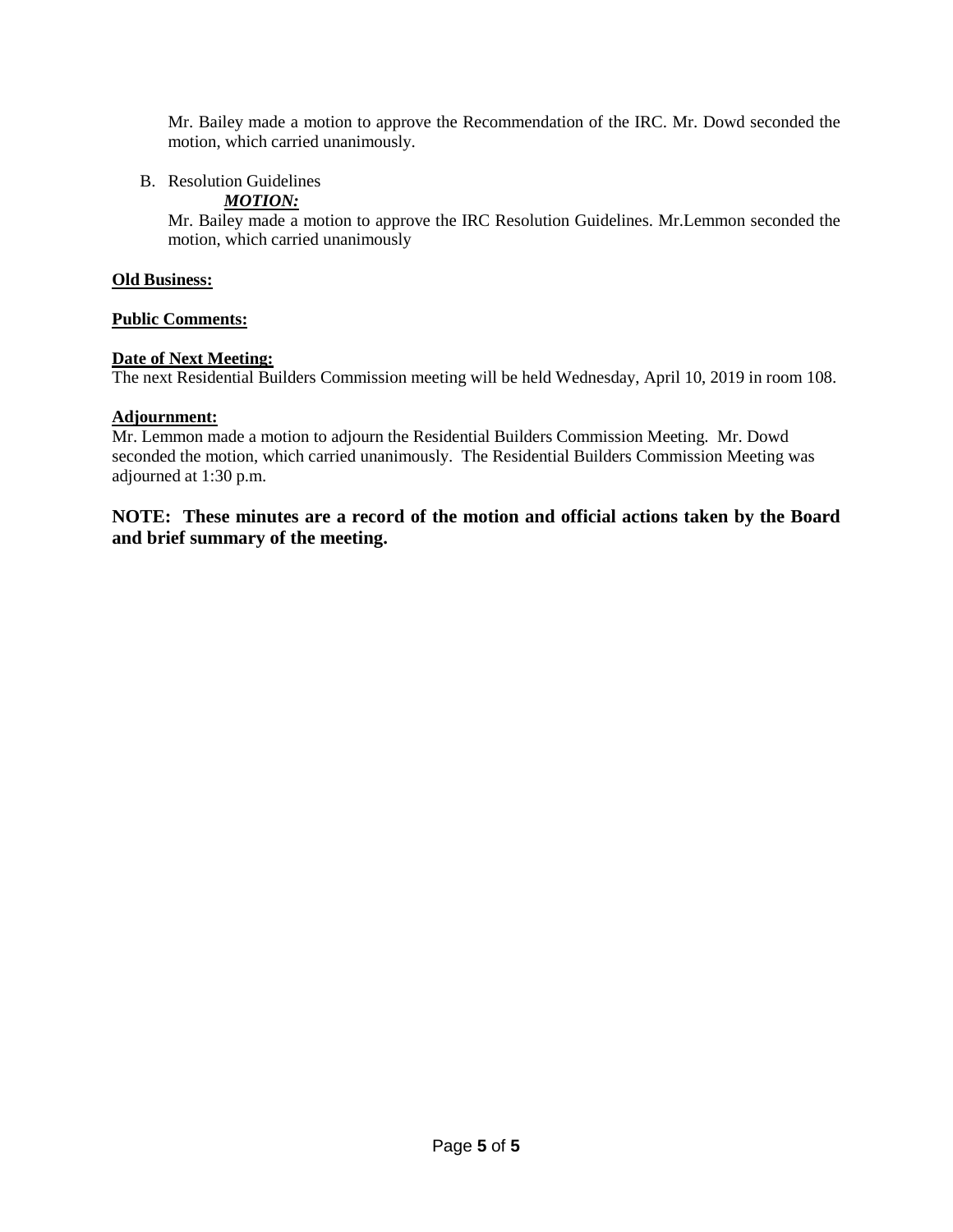Mr. Bailey made a motion to approve the Recommendation of the IRC. Mr. Dowd seconded the motion, which carried unanimously.

B. Resolution Guidelines

***MOTION:***

Mr. Bailey made a motion to approve the IRC Resolution Guidelines. Mr.Lemmon seconded the motion, which carried unanimously

**Old Business:**

**Public Comments:**

**Date of Next Meeting:**

The next Residential Builders Commission meeting will be held Wednesday, April 10, 2019 in room 108.

**Adjournment:**

Mr. Lemmon made a motion to adjourn the Residential Builders Commission Meeting. Mr. Dowd seconded the motion, which carried unanimously. The Residential Builders Commission Meeting was adjourned at 1:30 p.m.

**NOTE: These minutes are a record of the motion and official actions taken by the Board and brief summary of the meeting.**